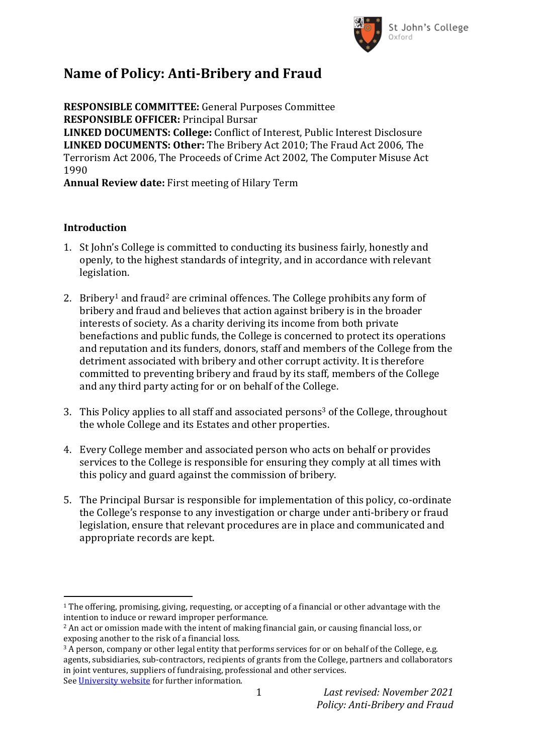# Name of Policy: Anti-Bribery and Fraud

**RESPONSIBLE COMMITTEE:** General Purposes Committee
**RESPONSIBLE OFFICER:** Principal Bursar
**LINKED DOCUMENTS: College:** Conflict of Interest, Public Interest Disclosure
**LINKED DOCUMENTS: Other:** The Bribery Act 2010; The Fraud Act 2006, The Terrorism Act 2006, The Proceeds of Crime Act 2002, The Computer Misuse Act 1990
**Annual Review date:** First meeting of Hilary Term

## Introduction

1. St John's College is committed to conducting its business fairly, honestly and openly, to the highest standards of integrity, and in accordance with relevant legislation.

2. Bribery[1] and fraud[2] are criminal offences. The College prohibits any form of bribery and fraud and believes that action against bribery is in the broader interests of society. As a charity deriving its income from both private benefactions and public funds, the College is concerned to protect its operations and reputation and its funders, donors, staff and members of the College from the detriment associated with bribery and other corrupt activity. It is therefore committed to preventing bribery and fraud by its staff, members of the College and any third party acting for or on behalf of the College.

3. This Policy applies to all staff and associated persons[3] of the College, throughout the whole College and its Estates and other properties.

4. Every College member and associated person who acts on behalf or provides services to the College is responsible for ensuring they comply at all times with this policy and guard against the commission of bribery.

5. The Principal Bursar is responsible for implementation of this policy, co-ordinate the College's response to any investigation or charge under anti-bribery or fraud legislation, ensure that relevant procedures are in place and communicated and appropriate records are kept.

---

[1] The offering, promising, giving, requesting, or accepting of a financial or other advantage with the intention to induce or reward improper performance.
[2] An act or omission made with the intent of making financial gain, or causing financial loss, or exposing another to the risk of a financial loss.
[3] A person, company or other legal entity that performs services for or on behalf of the College, e.g. agents, subsidiaries, sub-contractors, recipients of grants from the College, partners and collaborators in joint ventures, suppliers of fundraising, professional and other services.
See [University website] for further information.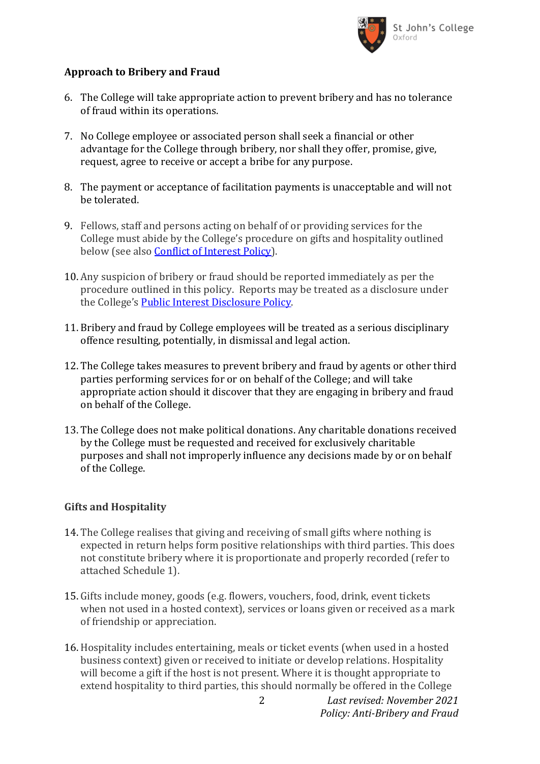## Approach to Bribery and Fraud

6. The College will take appropriate action to prevent bribery and has no tolerance of fraud within its operations.

7. No College employee or associated person shall seek a financial or other advantage for the College through bribery, nor shall they offer, promise, give, request, agree to receive or accept a bribe for any purpose.

8. The payment or acceptance of facilitation payments is unacceptable and will not be tolerated.

9. Fellows, staff and persons acting on behalf of or providing services for the College must abide by the College's procedure on gifts and hospitality outlined below (see also [Conflict of Interest Policy]).

10. Any suspicion of bribery or fraud should be reported immediately as per the procedure outlined in this policy. Reports may be treated as a disclosure under the College's [Public Interest Disclosure Policy].

11. Bribery and fraud by College employees will be treated as a serious disciplinary offence resulting, potentially, in dismissal and legal action.

12. The College takes measures to prevent bribery and fraud by agents or other third parties performing services for or on behalf of the College; and will take appropriate action should it discover that they are engaging in bribery and fraud on behalf of the College.

13. The College does not make political donations. Any charitable donations received by the College must be requested and received for exclusively charitable purposes and shall not improperly influence any decisions made by or on behalf of the College.

## Gifts and Hospitality

14. The College realises that giving and receiving of small gifts where nothing is expected in return helps form positive relationships with third parties. This does not constitute bribery where it is proportionate and properly recorded (refer to attached Schedule 1).

15. Gifts include money, goods (e.g. flowers, vouchers, food, drink, event tickets when not used in a hosted context), services or loans given or received as a mark of friendship or appreciation.

16. Hospitality includes entertaining, meals or ticket events (when used in a hosted business context) given or received to initiate or develop relations. Hospitality will become a gift if the host is not present. Where it is thought appropriate to extend hospitality to third parties, this should normally be offered in the College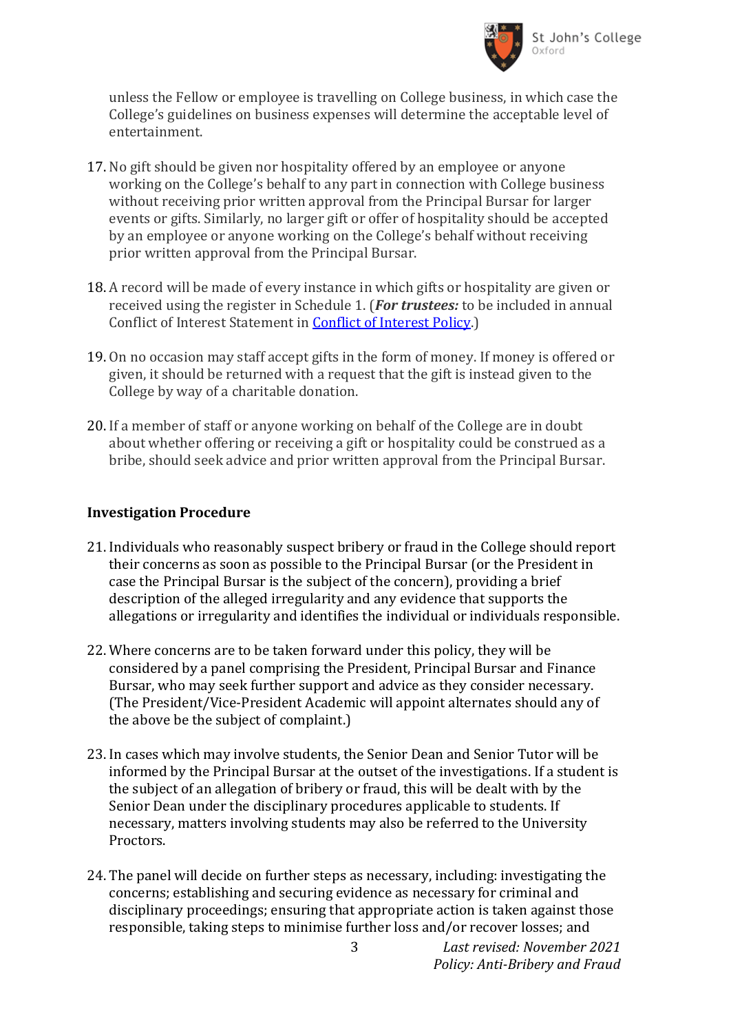unless the Fellow or employee is travelling on College business, in which case the College's guidelines on business expenses will determine the acceptable level of entertainment.

17. No gift should be given nor hospitality offered by an employee or anyone working on the College's behalf to any part in connection with College business without receiving prior written approval from the Principal Bursar for larger events or gifts. Similarly, no larger gift or offer of hospitality should be accepted by an employee or anyone working on the College's behalf without receiving prior written approval from the Principal Bursar.

18. A record will be made of every instance in which gifts or hospitality are given or received using the register in Schedule 1. (***For trustees:*** to be included in annual Conflict of Interest Statement in [Conflict of Interest Policy](Conflict of Interest Policy).)

19. On no occasion may staff accept gifts in the form of money. If money is offered or given, it should be returned with a request that the gift is instead given to the College by way of a charitable donation.

20. If a member of staff or anyone working on behalf of the College are in doubt about whether offering or receiving a gift or hospitality could be construed as a bribe, should seek advice and prior written approval from the Principal Bursar.

## Investigation Procedure

21. Individuals who reasonably suspect bribery or fraud in the College should report their concerns as soon as possible to the Principal Bursar (or the President in case the Principal Bursar is the subject of the concern), providing a brief description of the alleged irregularity and any evidence that supports the allegations or irregularity and identifies the individual or individuals responsible.

22. Where concerns are to be taken forward under this policy, they will be considered by a panel comprising the President, Principal Bursar and Finance Bursar, who may seek further support and advice as they consider necessary. (The President/Vice-President Academic will appoint alternates should any of the above be the subject of complaint.)

23. In cases which may involve students, the Senior Dean and Senior Tutor will be informed by the Principal Bursar at the outset of the investigations. If a student is the subject of an allegation of bribery or fraud, this will be dealt with by the Senior Dean under the disciplinary procedures applicable to students. If necessary, matters involving students may also be referred to the University Proctors.

24. The panel will decide on further steps as necessary, including: investigating the concerns; establishing and securing evidence as necessary for criminal and disciplinary proceedings; ensuring that appropriate action is taken against those responsible, taking steps to minimise further loss and/or recover losses; and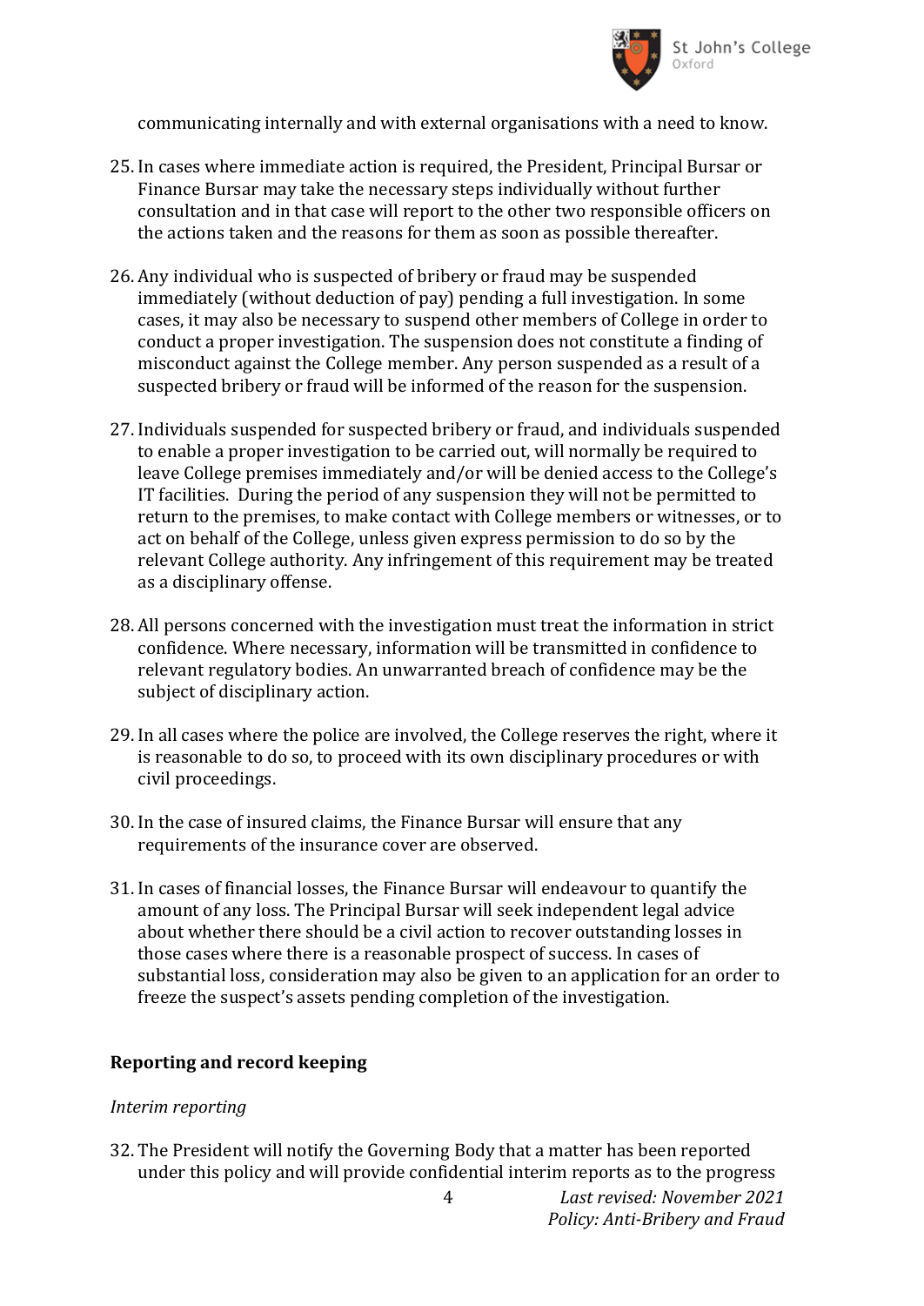communicating internally and with external organisations with a need to know.

25. In cases where immediate action is required, the President, Principal Bursar or Finance Bursar may take the necessary steps individually without further consultation and in that case will report to the other two responsible officers on the actions taken and the reasons for them as soon as possible thereafter.

26. Any individual who is suspected of bribery or fraud may be suspended immediately (without deduction of pay) pending a full investigation. In some cases, it may also be necessary to suspend other members of College in order to conduct a proper investigation. The suspension does not constitute a finding of misconduct against the College member. Any person suspended as a result of a suspected bribery or fraud will be informed of the reason for the suspension.

27. Individuals suspended for suspected bribery or fraud, and individuals suspended to enable a proper investigation to be carried out, will normally be required to leave College premises immediately and/or will be denied access to the College's IT facilities. During the period of any suspension they will not be permitted to return to the premises, to make contact with College members or witnesses, or to act on behalf of the College, unless given express permission to do so by the relevant College authority. Any infringement of this requirement may be treated as a disciplinary offense.

28. All persons concerned with the investigation must treat the information in strict confidence. Where necessary, information will be transmitted in confidence to relevant regulatory bodies. An unwarranted breach of confidence may be the subject of disciplinary action.

29. In all cases where the police are involved, the College reserves the right, where it is reasonable to do so, to proceed with its own disciplinary procedures or with civil proceedings.

30. In the case of insured claims, the Finance Bursar will ensure that any requirements of the insurance cover are observed.

31. In cases of financial losses, the Finance Bursar will endeavour to quantify the amount of any loss. The Principal Bursar will seek independent legal advice about whether there should be a civil action to recover outstanding losses in those cases where there is a reasonable prospect of success. In cases of substantial loss, consideration may also be given to an application for an order to freeze the suspect's assets pending completion of the investigation.

## Reporting and record keeping

*Interim reporting*

32. The President will notify the Governing Body that a matter has been reported under this policy and will provide confidential interim reports as to the progress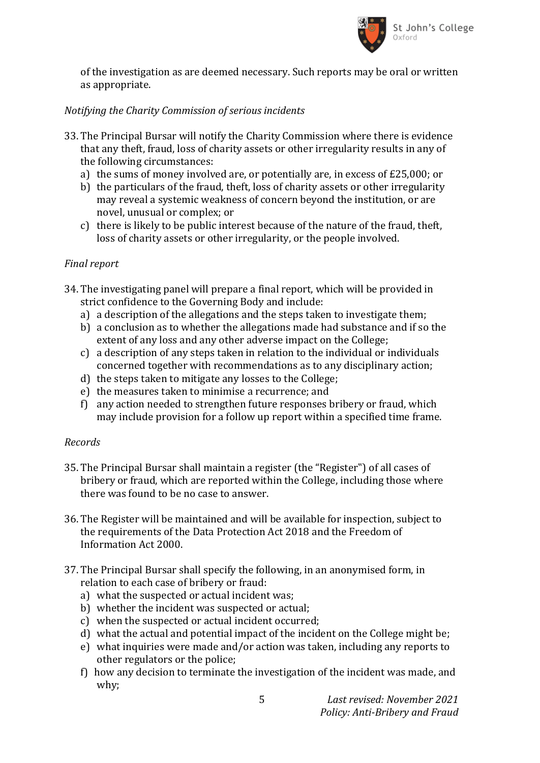of the investigation as are deemed necessary. Such reports may be oral or written as appropriate.

*Notifying the Charity Commission of serious incidents*

33. The Principal Bursar will notify the Charity Commission where there is evidence that any theft, fraud, loss of charity assets or other irregularity results in any of the following circumstances:
    a) the sums of money involved are, or potentially are, in excess of £25,000; or
    b) the particulars of the fraud, theft, loss of charity assets or other irregularity may reveal a systemic weakness of concern beyond the institution, or are novel, unusual or complex; or
    c) there is likely to be public interest because of the nature of the fraud, theft, loss of charity assets or other irregularity, or the people involved.

*Final report*

34. The investigating panel will prepare a final report, which will be provided in strict confidence to the Governing Body and include:
    a) a description of the allegations and the steps taken to investigate them;
    b) a conclusion as to whether the allegations made had substance and if so the extent of any loss and any other adverse impact on the College;
    c) a description of any steps taken in relation to the individual or individuals concerned together with recommendations as to any disciplinary action;
    d) the steps taken to mitigate any losses to the College;
    e) the measures taken to minimise a recurrence; and
    f) any action needed to strengthen future responses bribery or fraud, which may include provision for a follow up report within a specified time frame.

*Records*

35. The Principal Bursar shall maintain a register (the "Register") of all cases of bribery or fraud, which are reported within the College, including those where there was found to be no case to answer.

36. The Register will be maintained and will be available for inspection, subject to the requirements of the Data Protection Act 2018 and the Freedom of Information Act 2000.

37. The Principal Bursar shall specify the following, in an anonymised form, in relation to each case of bribery or fraud:
    a) what the suspected or actual incident was;
    b) whether the incident was suspected or actual;
    c) when the suspected or actual incident occurred;
    d) what the actual and potential impact of the incident on the College might be;
    e) what inquiries were made and/or action was taken, including any reports to other regulators or the police;
    f) how any decision to terminate the investigation of the incident was made, and why;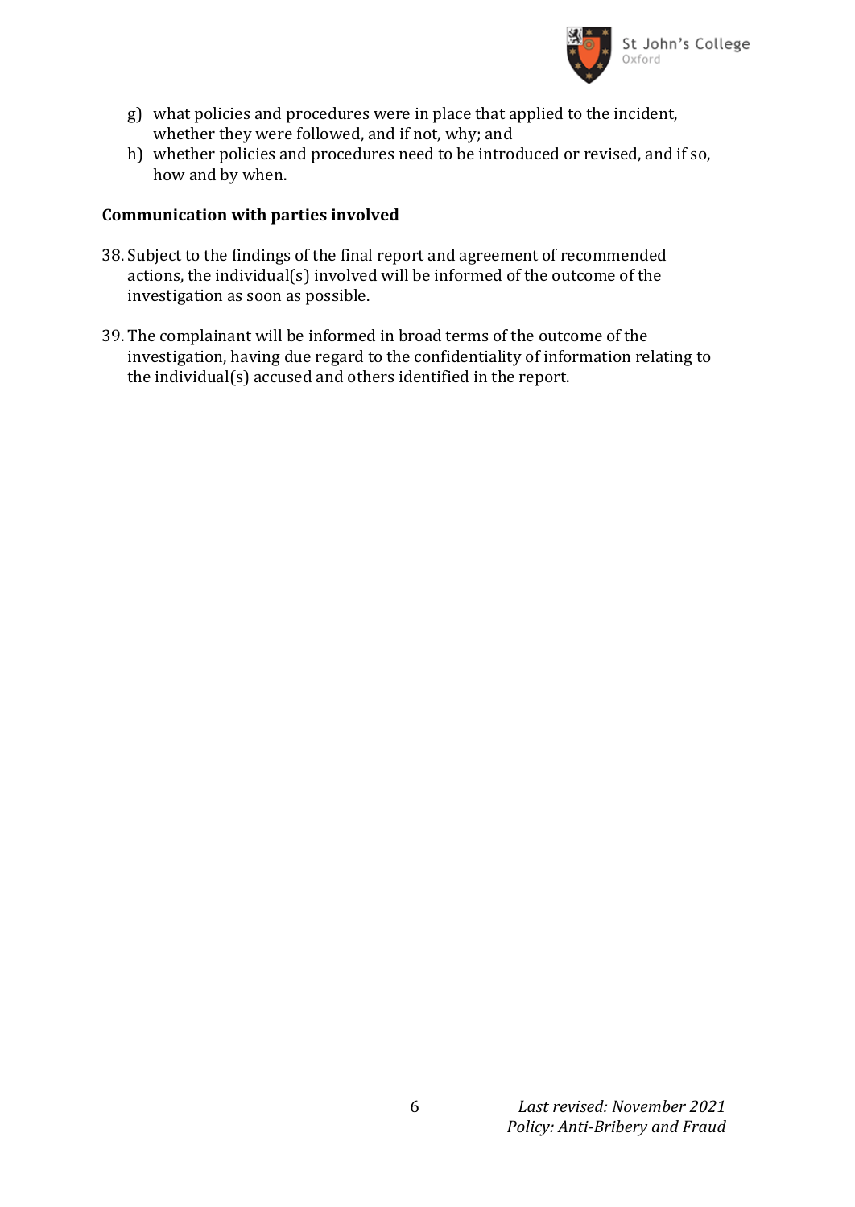g) what policies and procedures were in place that applied to the incident, whether they were followed, and if not, why; and
h) whether policies and procedures need to be introduced or revised, and if so, how and by when.

**Communication with parties involved**

38. Subject to the findings of the final report and agreement of recommended actions, the individual(s) involved will be informed of the outcome of the investigation as soon as possible.

39. The complainant will be informed in broad terms of the outcome of the investigation, having due regard to the confidentiality of information relating to the individual(s) accused and others identified in the report.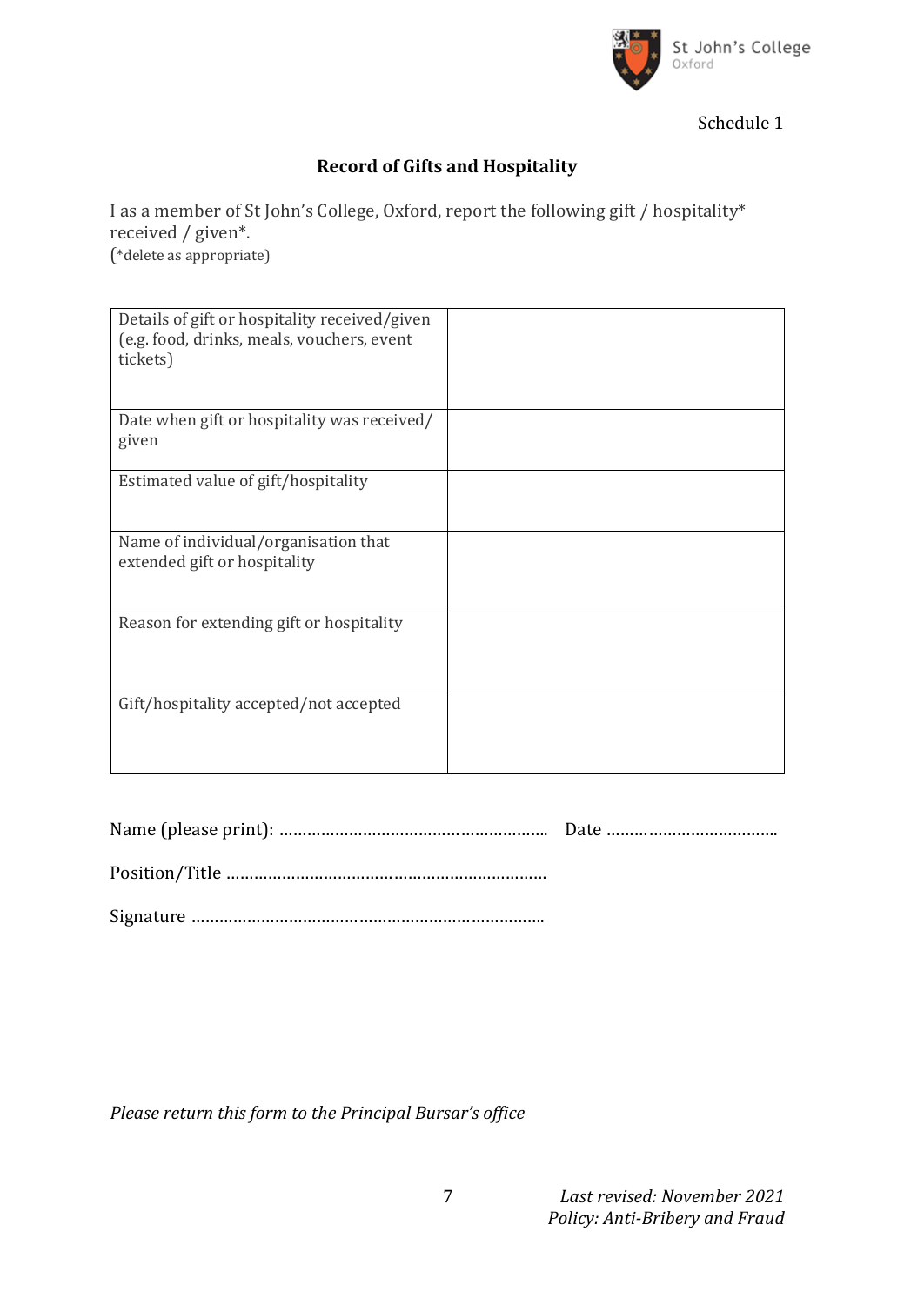Schedule 1

## Record of Gifts and Hospitality

I as a member of St John's College, Oxford, report the following gift / hospitality* received / given*.
(*delete as appropriate)

| | |
|---|---|
| Details of gift or hospitality received/given (e.g. food, drinks, meals, vouchers, event tickets) | |
| Date when gift or hospitality was received/ given | |
| Estimated value of gift/hospitality | |
| Name of individual/organisation that extended gift or hospitality | |
| Reason for extending gift or hospitality | |
| Gift/hospitality accepted/not accepted | |

Name (please print): ………………………………………………… Date ………………………………

Position/Title ……………………………………………………………

Signature ……………………………………………………………….

*Please return this form to the Principal Bursar's office*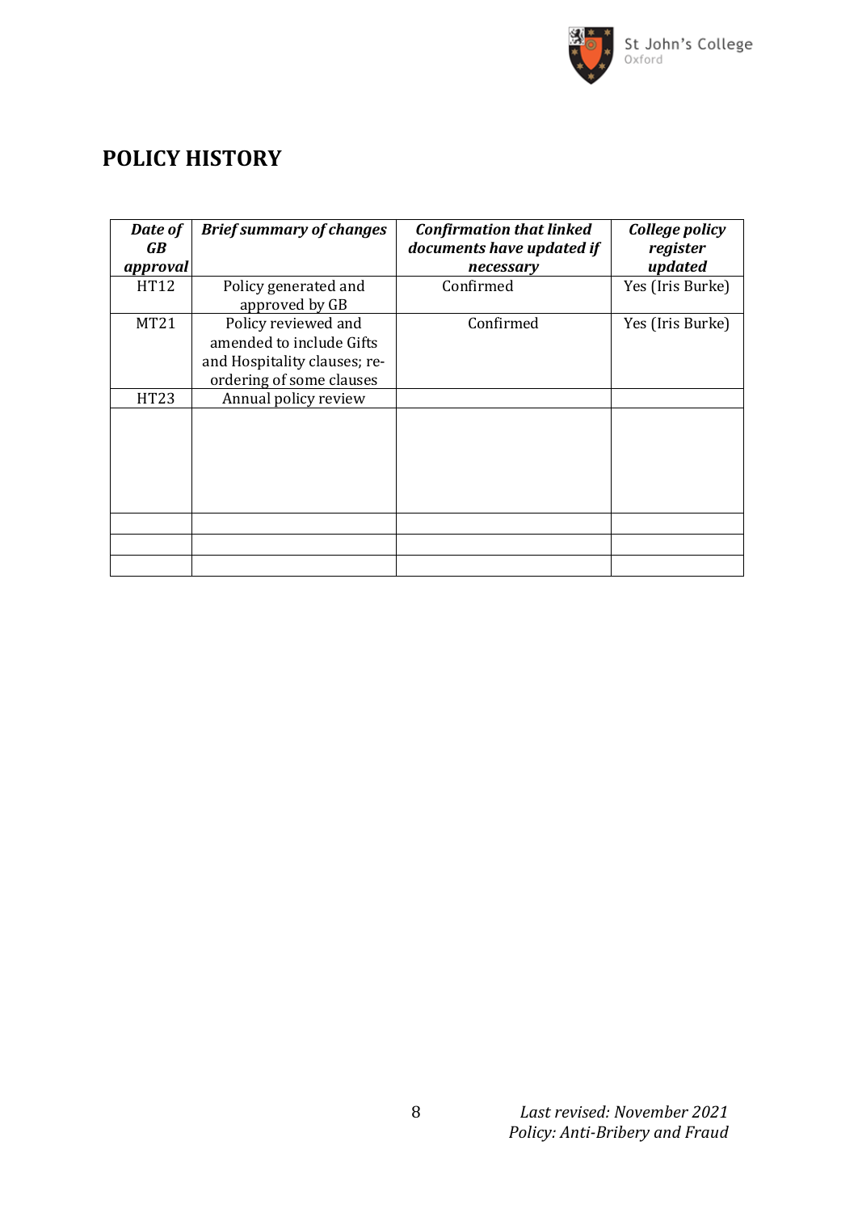## POLICY HISTORY

| *Date of GB approval* | *Brief summary of changes* | *Confirmation that linked documents have updated if necessary* | *College policy register updated* |
|---|---|---|---|
| HT12 | Policy generated and approved by GB | Confirmed | Yes (Iris Burke) |
| MT21 | Policy reviewed and amended to include Gifts and Hospitality clauses; re-ordering of some clauses | Confirmed | Yes (Iris Burke) |
| HT23 | Annual policy review | | |
| | | | |
| | | | |
| | | | |
| | | | |